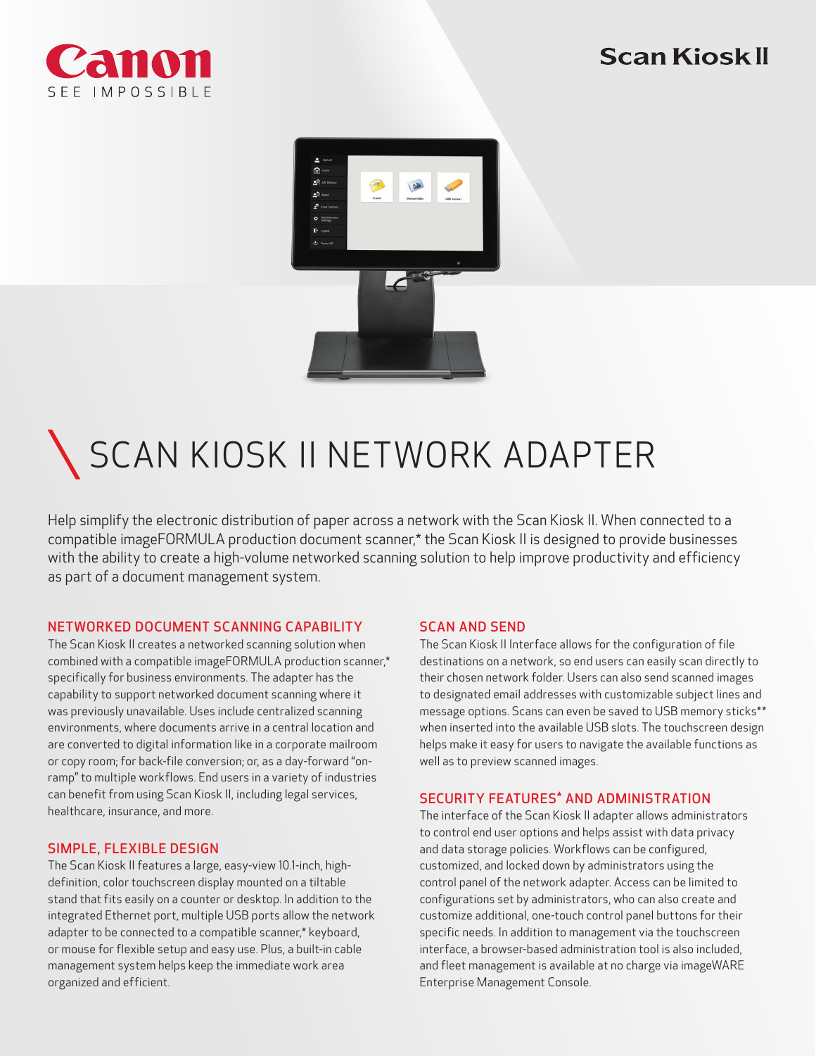Canon SEE IMPOSSIBLE

Scan Kiosk II

# SCAN KIOSK II NETWORK ADAPTER

Help simplify the electronic distribution of paper across a network with the Scan Kiosk II. When connected to a compatible imageFORMULA production document scanner,* the Scan Kiosk II is designed to provide businesses with the ability to create a high-volume networked scanning solution to help improve productivity and efficiency as part of a document management system.

## NETWORKED DOCUMENT SCANNING CAPABILITY

The Scan Kiosk II creates a networked scanning solution when combined with a compatible imageFORMULA production scanner,* specifically for business environments. The adapter has the capability to support networked document scanning where it was previously unavailable. Uses include centralized scanning environments, where documents arrive in a central location and are converted to digital information like in a corporate mailroom or copy room; for back-file conversion; or, as a day-forward "on-ramp" to multiple workflows. End users in a variety of industries can benefit from using Scan Kiosk II, including legal services, healthcare, insurance, and more.

## SIMPLE, FLEXIBLE DESIGN

The Scan Kiosk II features a large, easy-view 10.1-inch, high-definition, color touchscreen display mounted on a tiltable stand that fits easily on a counter or desktop. In addition to the integrated Ethernet port, multiple USB ports allow the network adapter to be connected to a compatible scanner,* keyboard, or mouse for flexible setup and easy use. Plus, a built-in cable management system helps keep the immediate work area organized and efficient.

## SCAN AND SEND

The Scan Kiosk II Interface allows for the configuration of file destinations on a network, so end users can easily scan directly to their chosen network folder. Users can also send scanned images to designated email addresses with customizable subject lines and message options. Scans can even be saved to USB memory sticks** when inserted into the available USB slots. The touchscreen design helps make it easy for users to navigate the available functions as well as to preview scanned images.

## SECURITY FEATURES^ AND ADMINISTRATION

The interface of the Scan Kiosk II adapter allows administrators to control end user options and helps assist with data privacy and data storage policies. Workflows can be configured, customized, and locked down by administrators using the control panel of the network adapter. Access can be limited to configurations set by administrators, who can also create and customize additional, one-touch control panel buttons for their specific needs. In addition to management via the touchscreen interface, a browser-based administration tool is also included, and fleet management is available at no charge via imageWARE Enterprise Management Console.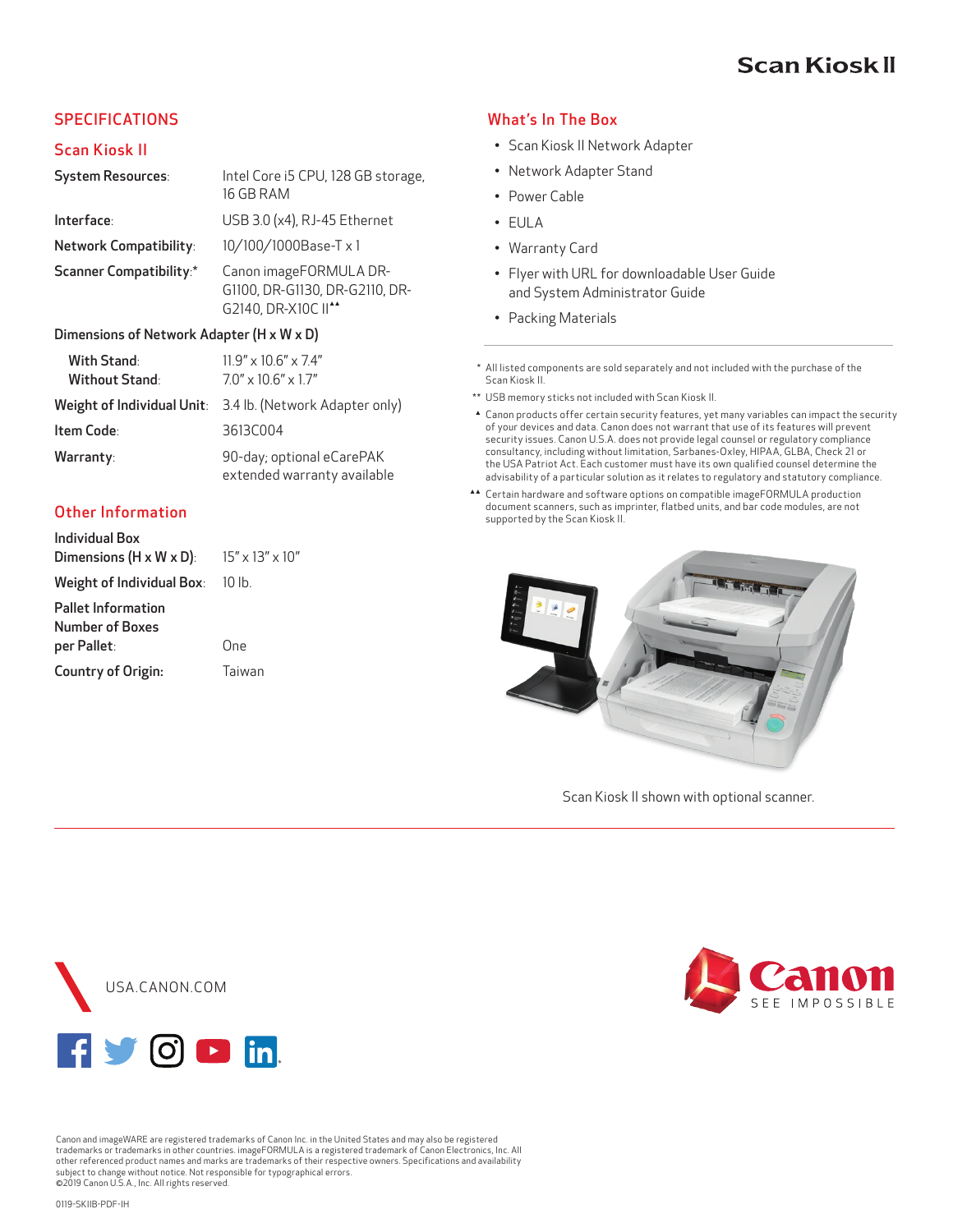# SPECIFICATIONS

## Scan Kiosk II

| | |
|---|---|
| **System Resources**: | Intel Core i5 CPU, 128 GB storage, 16 GB RAM |
| **Interface**: | USB 3.0 (x4), RJ-45 Ethernet |
| **Network Compatibility**: | 10/100/1000Base-T x 1 |
| **Scanner Compatibility**:* | Canon imageFORMULA DR-G1100, DR-G1130, DR-G2110, DR-G2140, DR-X10C II▲▲ |

**Dimensions of Network Adapter (H x W x D)**

| | |
|---|---|
| **With Stand**: | 11.9" x 10.6" x 7.4" |
| **Without Stand**: | 7.0" x 10.6" x 1.7" |
| **Weight of Individual Unit**: | 3.4 lb. (Network Adapter only) |
| **Item Code**: | 3613C004 |
| **Warranty**: | 90-day; optional eCarePAK extended warranty available |

## Other Information

| | |
|---|---|
| **Individual Box Dimensions (H x W x D)**: | 15" x 13" x 10" |
| **Weight of Individual Box**: | 10 lb. |
| **Pallet Information Number of Boxes per Pallet**: | One |
| **Country of Origin:** | Taiwan |

## What's In The Box

- Scan Kiosk II Network Adapter
- Network Adapter Stand
- Power Cable
- EULA
- Warranty Card
- Flyer with URL for downloadable User Guide and System Administrator Guide
- Packing Materials

\* All listed components are sold separately and not included with the purchase of the Scan Kiosk II.

** USB memory sticks not included with Scan Kiosk II.

▲ Canon products offer certain security features, yet many variables can impact the security of your devices and data. Canon does not warrant that use of its features will prevent security issues. Canon U.S.A. does not provide legal counsel or regulatory compliance consultancy, including without limitation, Sarbanes-Oxley, HIPAA, GLBA, Check 21 or the USA Patriot Act. Each customer must have its own qualified counsel determine the advisability of a particular solution as it relates to regulatory and statutory compliance.

▲▲ Certain hardware and software options on compatible imageFORMULA production document scanners, such as imprinter, flatbed units, and bar code modules, are not supported by the Scan Kiosk II.

Scan Kiosk II shown with optional scanner.

USA.CANON.COM

Canon SEE IMPOSSIBLE

Canon and imageWARE are registered trademarks of Canon Inc. in the United States and may also be registered trademarks or trademarks in other countries. imageFORMULA is a registered trademark of Canon Electronics, Inc. All other referenced product names and marks are trademarks of their respective owners. Specifications and availability subject to change without notice. Not responsible for typographical errors.
©2019 Canon U.S.A., Inc. All rights reserved.

0119-SKIIB-PDF-IH